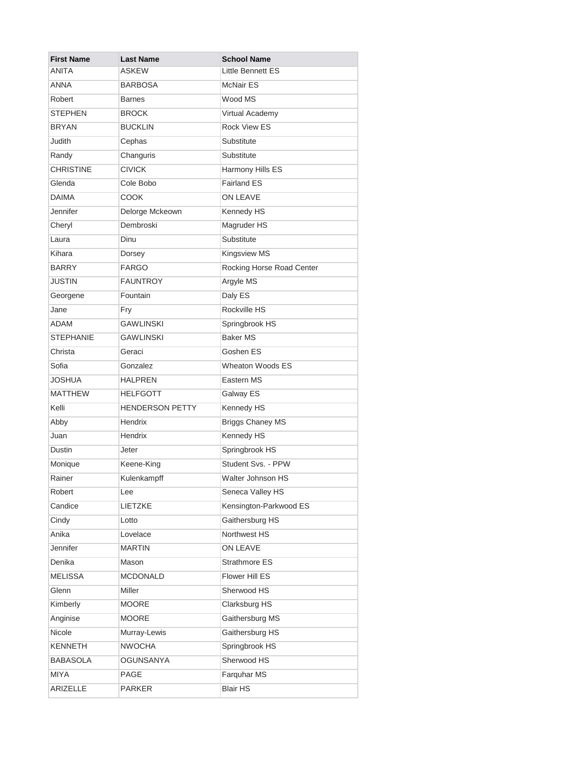| First Name | Last Name | School Name |
| --- | --- | --- |
| ANITA | ASKEW | Little Bennett ES |
| ANNA | BARBOSA | McNair ES |
| Robert | Barnes | Wood MS |
| STEPHEN | BROCK | Virtual Academy |
| BRYAN | BUCKLIN | Rock View ES |
| Judith | Cephas | Substitute |
| Randy | Changuris | Substitute |
| CHRISTINE | CIVICK | Harmony Hills ES |
| Glenda | Cole Bobo | Fairland ES |
| DAIMA | COOK | ON LEAVE |
| Jennifer | Delorge Mckeown | Kennedy HS |
| Cheryl | Dembroski | Magruder HS |
| Laura | Dinu | Substitute |
| Kihara | Dorsey | Kingsview MS |
| BARRY | FARGO | Rocking Horse Road Center |
| JUSTIN | FAUNTROY | Argyle MS |
| Georgene | Fountain | Daly ES |
| Jane | Fry | Rockville HS |
| ADAM | GAWLINSKI | Springbrook HS |
| STEPHANIE | GAWLINSKI | Baker MS |
| Christa | Geraci | Goshen ES |
| Sofia | Gonzalez | Wheaton Woods ES |
| JOSHUA | HALPREN | Eastern MS |
| MATTHEW | HELFGOTT | Galway ES |
| Kelli | HENDERSON PETTY | Kennedy HS |
| Abby | Hendrix | Briggs Chaney MS |
| Juan | Hendrix | Kennedy HS |
| Dustin | Jeter | Springbrook HS |
| Monique | Keene-King | Student Svs. - PPW |
| Rainer | Kulenkampff | Walter Johnson HS |
| Robert | Lee | Seneca Valley HS |
| Candice | LIETZKE | Kensington-Parkwood ES |
| Cindy | Lotto | Gaithersburg HS |
| Anika | Lovelace | Northwest HS |
| Jennifer | MARTIN | ON LEAVE |
| Denika | Mason | Strathmore ES |
| MELISSA | MCDONALD | Flower Hill ES |
| Glenn | Miller | Sherwood HS |
| Kimberly | MOORE | Clarksburg HS |
| Anginise | MOORE | Gaithersburg MS |
| Nicole | Murray-Lewis | Gaithersburg HS |
| KENNETH | NWOCHA | Springbrook HS |
| BABASOLA | OGUNSANYA | Sherwood HS |
| MIYA | PAGE | Farquhar MS |
| ARIZELLE | PARKER | Blair HS |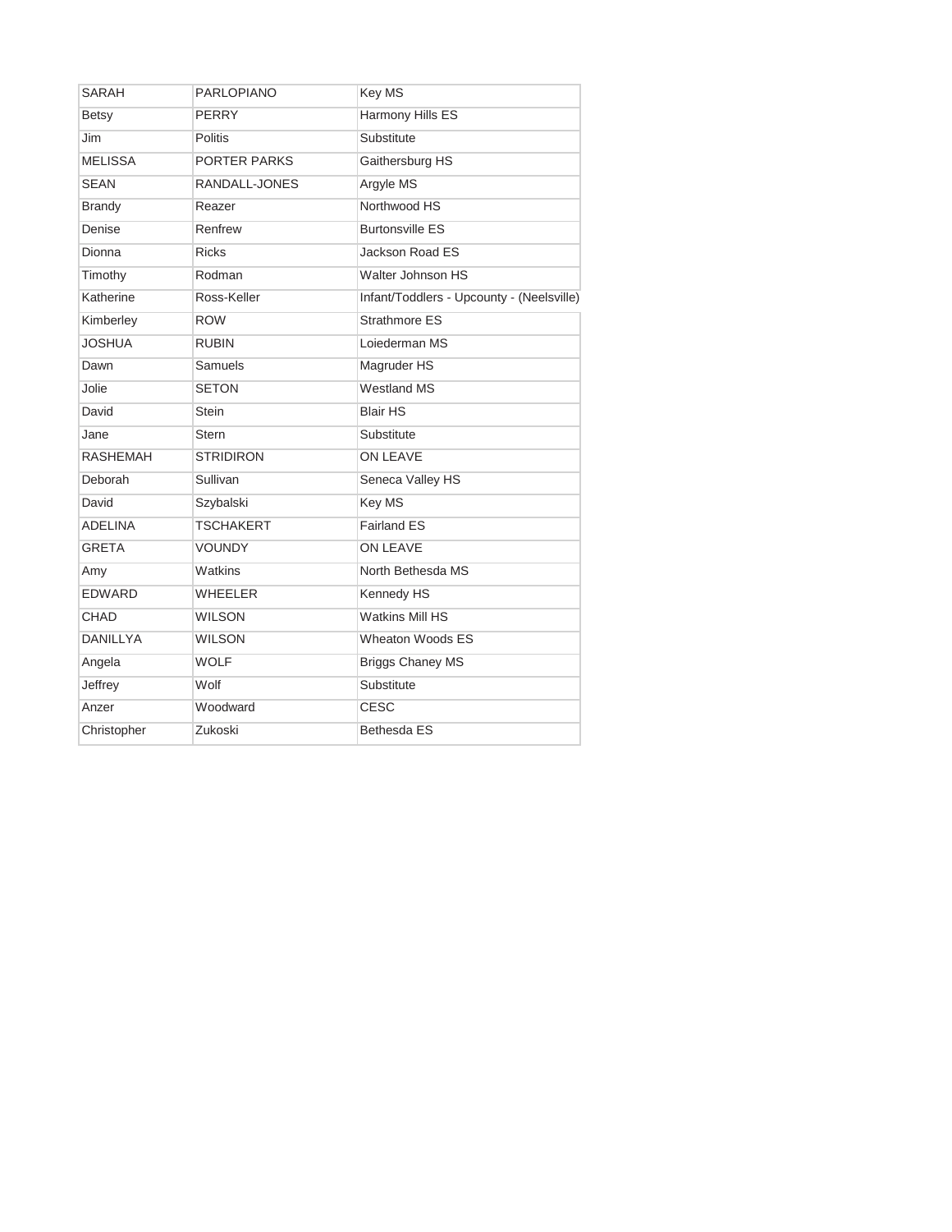| | | |
|---|---|---|
| SARAH | PARLOPIANO | Key MS |
| Betsy | PERRY | Harmony Hills ES |
| Jim | Politis | Substitute |
| MELISSA | PORTER PARKS | Gaithersburg HS |
| SEAN | RANDALL-JONES | Argyle MS |
| Brandy | Reazer | Northwood HS |
| Denise | Renfrew | Burtonsville ES |
| Dionna | Ricks | Jackson Road ES |
| Timothy | Rodman | Walter Johnson HS |
| Katherine | Ross-Keller | Infant/Toddlers - Upcounty - (Neelsville) |
| Kimberley | ROW | Strathmore ES |
| JOSHUA | RUBIN | Loiederman MS |
| Dawn | Samuels | Magruder HS |
| Jolie | SETON | Westland MS |
| David | Stein | Blair HS |
| Jane | Stern | Substitute |
| RASHEMAH | STRIDIRON | ON LEAVE |
| Deborah | Sullivan | Seneca Valley HS |
| David | Szybalski | Key MS |
| ADELINA | TSCHAKERT | Fairland ES |
| GRETA | VOUNDY | ON LEAVE |
| Amy | Watkins | North Bethesda MS |
| EDWARD | WHEELER | Kennedy HS |
| CHAD | WILSON | Watkins Mill HS |
| DANILLYA | WILSON | Wheaton Woods ES |
| Angela | WOLF | Briggs Chaney MS |
| Jeffrey | Wolf | Substitute |
| Anzer | Woodward | CESC |
| Christopher | Zukoski | Bethesda ES |